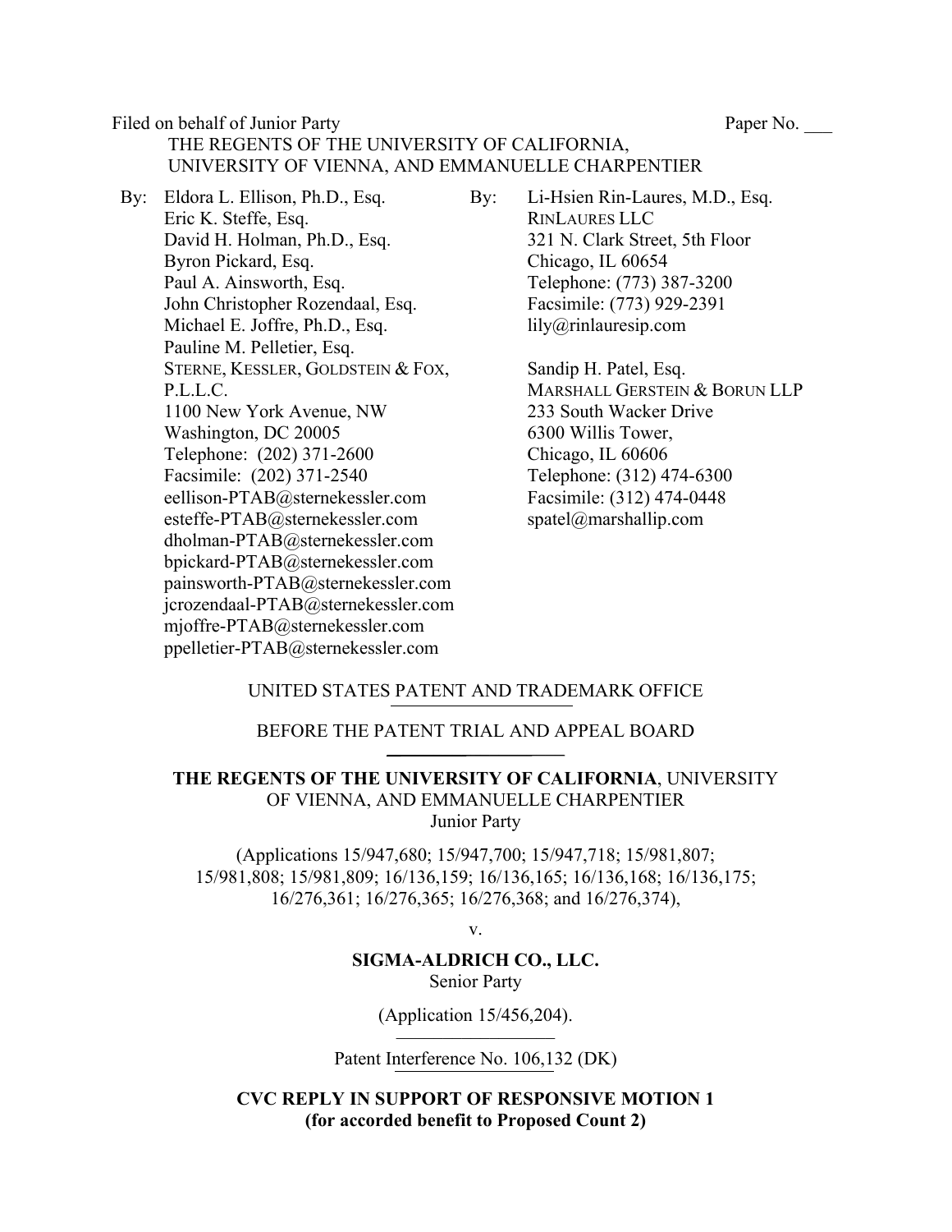Filed on behalf of Junior Party Paper No. ___

THE REGENTS OF THE UNIVERSITY OF CALIFORNIA, UNIVERSITY OF VIENNA, AND EMMANUELLE CHARPENTIER

By: Eldora L. Ellison, Ph.D., Esq.
Eric K. Steffe, Esq.
David H. Holman, Ph.D., Esq.
Byron Pickard, Esq.
Paul A. Ainsworth, Esq.
John Christopher Rozendaal, Esq.
Michael E. Joffre, Ph.D., Esq.
Pauline M. Pelletier, Esq.
STERNE, KESSLER, GOLDSTEIN & FOX, P.L.L.C.
1100 New York Avenue, NW
Washington, DC 20005
Telephone: (202) 371-2600
Facsimile: (202) 371-2540
eellison-PTAB@sternekessler.com
esteffe-PTAB@sternekessler.com
dholman-PTAB@sternekessler.com
bpickard-PTAB@sternekessler.com
painsworth-PTAB@sternekessler.com
jcrozendaal-PTAB@sternekessler.com
mjoffre-PTAB@sternekessler.com
ppelletier-PTAB@sternekessler.com

By: Li-Hsien Rin-Laures, M.D., Esq.
RINLAURES LLC
321 N. Clark Street, 5th Floor
Chicago, IL 60654
Telephone: (773) 387-3200
Facsimile: (773) 929-2391
lily@rinlauresip.com

Sandip H. Patel, Esq.
MARSHALL GERSTEIN & BORUN LLP
233 South Wacker Drive
6300 Willis Tower,
Chicago, IL 60606
Telephone: (312) 474-6300
Facsimile: (312) 474-0448
spatel@marshallip.com

UNITED STATES PATENT AND TRADEMARK OFFICE

BEFORE THE PATENT TRIAL AND APPEAL BOARD

**THE REGENTS OF THE UNIVERSITY OF CALIFORNIA**, UNIVERSITY OF VIENNA, AND EMMANUELLE CHARPENTIER
Junior Party

(Applications 15/947,680; 15/947,700; 15/947,718; 15/981,807; 15/981,808; 15/981,809; 16/136,159; 16/136,165; 16/136,168; 16/136,175; 16/276,361; 16/276,365; 16/276,368; and 16/276,374),

v.

**SIGMA-ALDRICH CO., LLC.**
Senior Party

(Application 15/456,204).

Patent Interference No. 106,132 (DK)

**CVC REPLY IN SUPPORT OF RESPONSIVE MOTION 1**
**(for accorded benefit to Proposed Count 2)**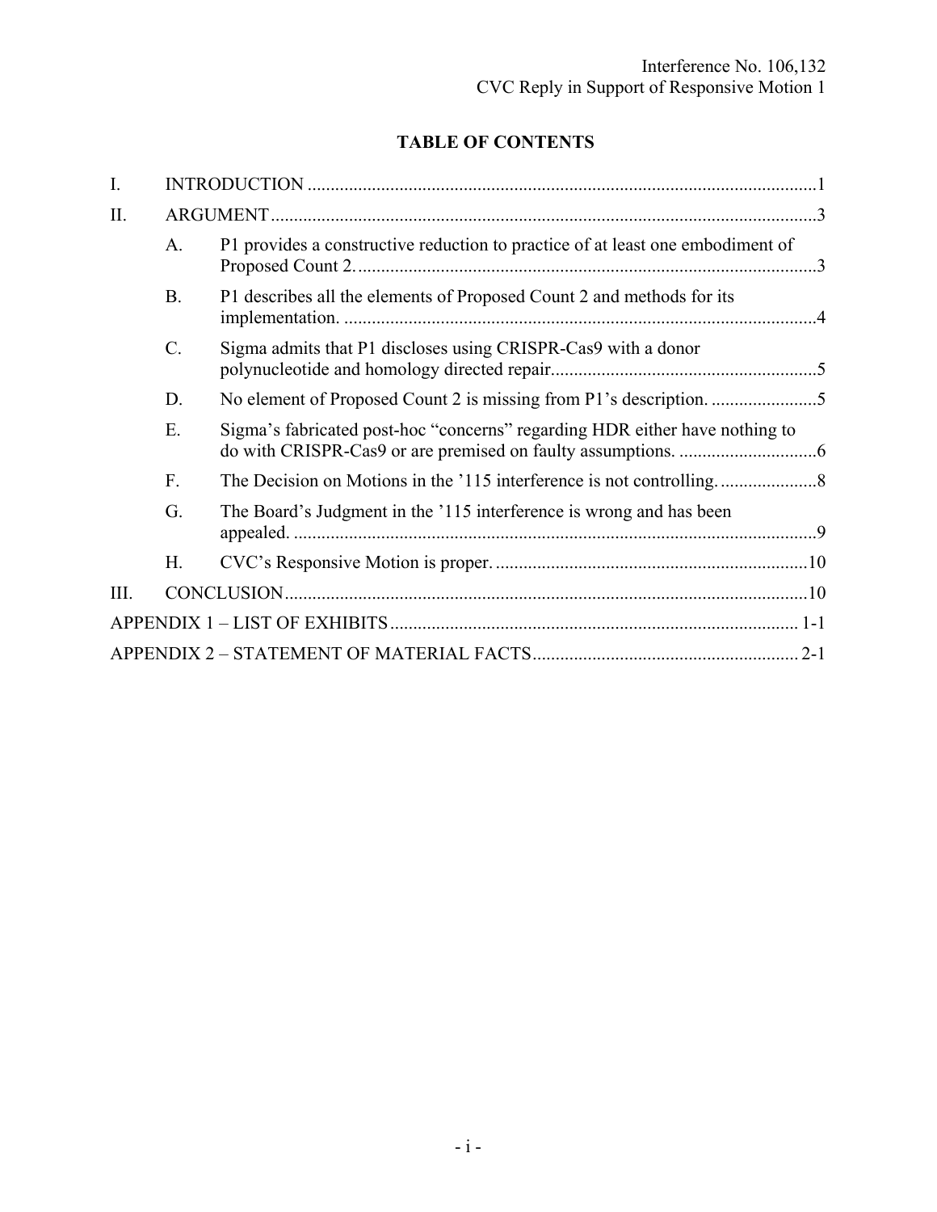# TABLE OF CONTENTS

I. INTRODUCTION ...1

II. ARGUMENT ...3

- A. P1 provides a constructive reduction to practice of at least one embodiment of Proposed Count 2. ...3
- B. P1 describes all the elements of Proposed Count 2 and methods for its implementation. ...4
- C. Sigma admits that P1 discloses using CRISPR-Cas9 with a donor polynucleotide and homology directed repair. ...5
- D. No element of Proposed Count 2 is missing from P1's description. ...5
- E. Sigma's fabricated post-hoc "concerns" regarding HDR either have nothing to do with CRISPR-Cas9 or are premised on faulty assumptions. ...6
- F. The Decision on Motions in the '115 interference is not controlling. ...8
- G. The Board's Judgment in the '115 interference is wrong and has been appealed. ...9
- H. CVC's Responsive Motion is proper. ...10

III. CONCLUSION ...10

APPENDIX 1 – LIST OF EXHIBITS ... 1-1

APPENDIX 2 – STATEMENT OF MATERIAL FACTS ... 2-1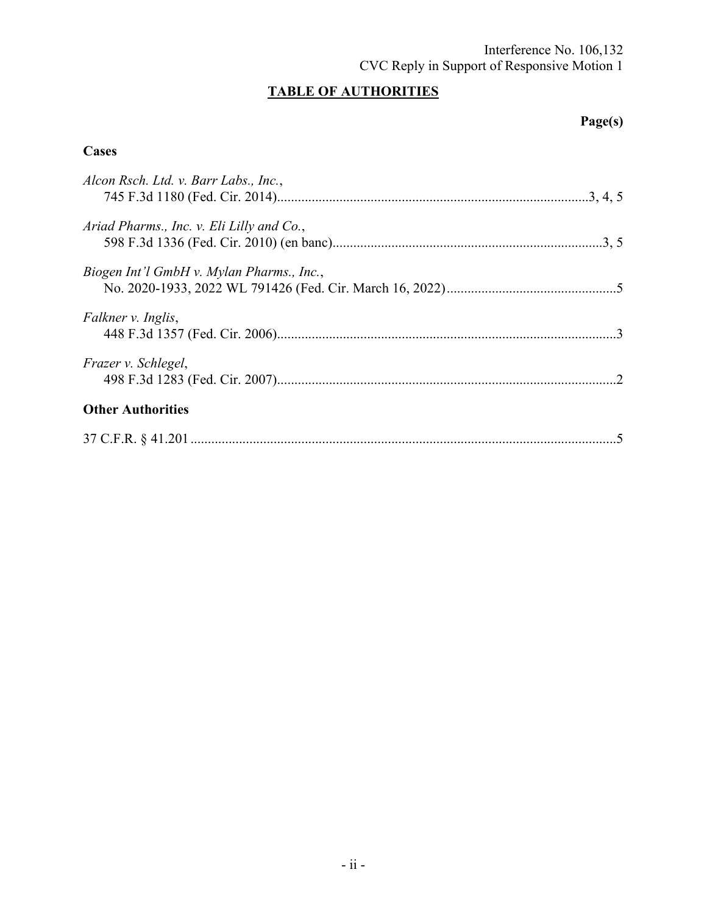## TABLE OF AUTHORITIES

**Page(s)**

### Cases

*Alcon Rsch. Ltd. v. Barr Labs., Inc.*, 745 F.3d 1180 (Fed. Cir. 2014) .......... 3, 4, 5

*Ariad Pharms., Inc. v. Eli Lilly and Co.*, 598 F.3d 1336 (Fed. Cir. 2010) (en banc) .......... 3, 5

*Biogen Int'l GmbH v. Mylan Pharms., Inc.*, No. 2020-1933, 2022 WL 791426 (Fed. Cir. March 16, 2022) .......... 5

*Falkner v. Inglis*, 448 F.3d 1357 (Fed. Cir. 2006) .......... 3

*Frazer v. Schlegel*, 498 F.3d 1283 (Fed. Cir. 2007) .......... 2

### Other Authorities

37 C.F.R. § 41.201 .......... 5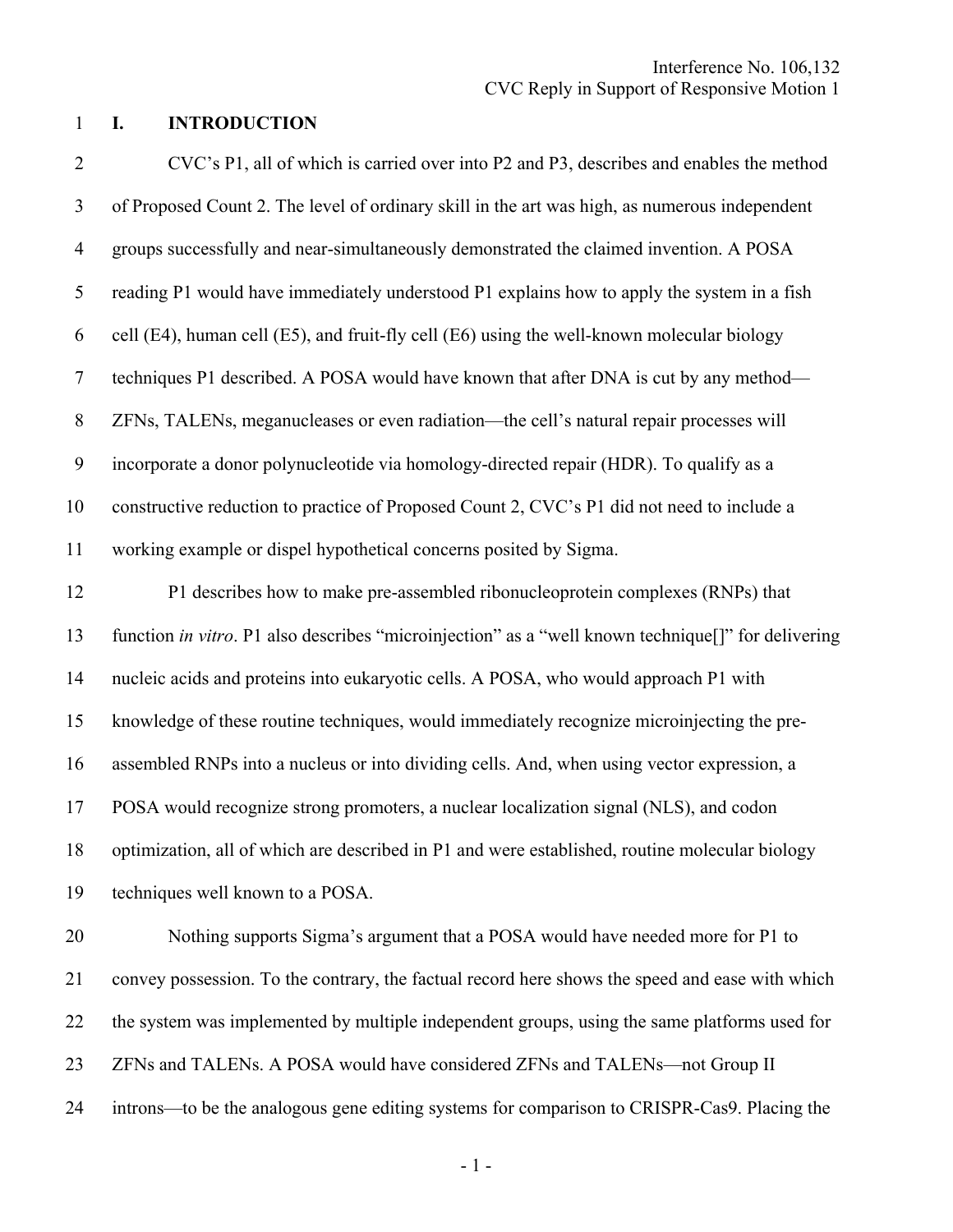## I. INTRODUCTION

CVC's P1, all of which is carried over into P2 and P3, describes and enables the method of Proposed Count 2. The level of ordinary skill in the art was high, as numerous independent groups successfully and near-simultaneously demonstrated the claimed invention. A POSA reading P1 would have immediately understood P1 explains how to apply the system in a fish cell (E4), human cell (E5), and fruit-fly cell (E6) using the well-known molecular biology techniques P1 described. A POSA would have known that after DNA is cut by any method—ZFNs, TALENs, meganucleases or even radiation—the cell's natural repair processes will incorporate a donor polynucleotide via homology-directed repair (HDR). To qualify as a constructive reduction to practice of Proposed Count 2, CVC's P1 did not need to include a working example or dispel hypothetical concerns posited by Sigma.

P1 describes how to make pre-assembled ribonucleoprotein complexes (RNPs) that function *in vitro*. P1 also describes "microinjection" as a "well known technique[]" for delivering nucleic acids and proteins into eukaryotic cells. A POSA, who would approach P1 with knowledge of these routine techniques, would immediately recognize microinjecting the pre-assembled RNPs into a nucleus or into dividing cells. And, when using vector expression, a POSA would recognize strong promoters, a nuclear localization signal (NLS), and codon optimization, all of which are described in P1 and were established, routine molecular biology techniques well known to a POSA.

Nothing supports Sigma's argument that a POSA would have needed more for P1 to convey possession. To the contrary, the factual record here shows the speed and ease with which the system was implemented by multiple independent groups, using the same platforms used for ZFNs and TALENs. A POSA would have considered ZFNs and TALENs—not Group II introns—to be the analogous gene editing systems for comparison to CRISPR-Cas9. Placing the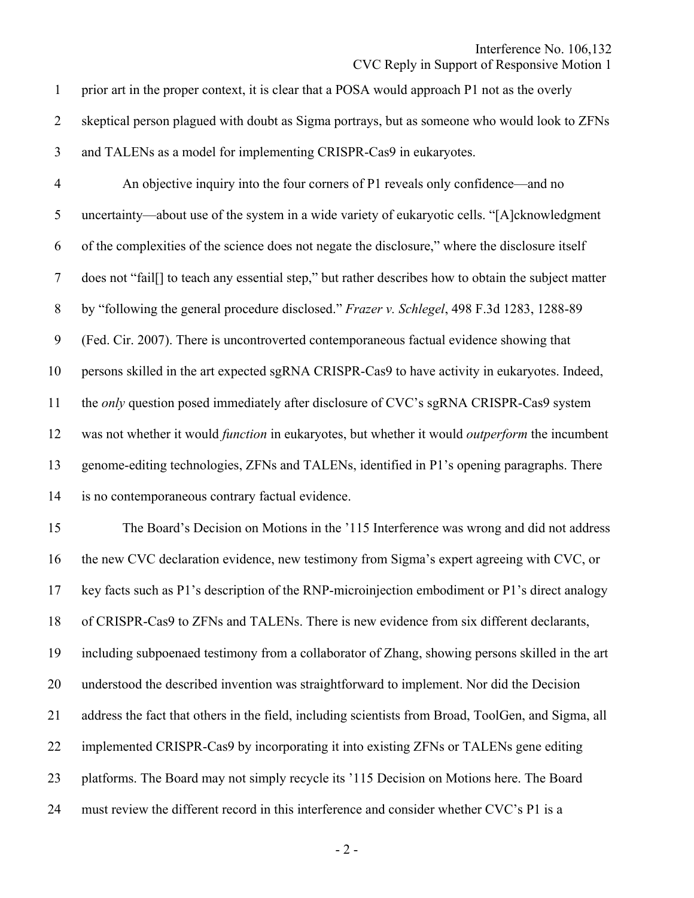prior art in the proper context, it is clear that a POSA would approach P1 not as the overly skeptical person plagued with doubt as Sigma portrays, but as someone who would look to ZFNs and TALENs as a model for implementing CRISPR-Cas9 in eukaryotes.

An objective inquiry into the four corners of P1 reveals only confidence—and no uncertainty—about use of the system in a wide variety of eukaryotic cells. "[A]cknowledgment of the complexities of the science does not negate the disclosure," where the disclosure itself does not "fail[] to teach any essential step," but rather describes how to obtain the subject matter by "following the general procedure disclosed." *Frazer v. Schlegel*, 498 F.3d 1283, 1288-89 (Fed. Cir. 2007). There is uncontroverted contemporaneous factual evidence showing that persons skilled in the art expected sgRNA CRISPR-Cas9 to have activity in eukaryotes. Indeed, the *only* question posed immediately after disclosure of CVC's sgRNA CRISPR-Cas9 system was not whether it would *function* in eukaryotes, but whether it would *outperform* the incumbent genome-editing technologies, ZFNs and TALENs, identified in P1's opening paragraphs. There is no contemporaneous contrary factual evidence.

The Board's Decision on Motions in the '115 Interference was wrong and did not address the new CVC declaration evidence, new testimony from Sigma's expert agreeing with CVC, or key facts such as P1's description of the RNP-microinjection embodiment or P1's direct analogy of CRISPR-Cas9 to ZFNs and TALENs. There is new evidence from six different declarants, including subpoenaed testimony from a collaborator of Zhang, showing persons skilled in the art understood the described invention was straightforward to implement. Nor did the Decision address the fact that others in the field, including scientists from Broad, ToolGen, and Sigma, all implemented CRISPR-Cas9 by incorporating it into existing ZFNs or TALENs gene editing platforms. The Board may not simply recycle its '115 Decision on Motions here. The Board must review the different record in this interference and consider whether CVC's P1 is a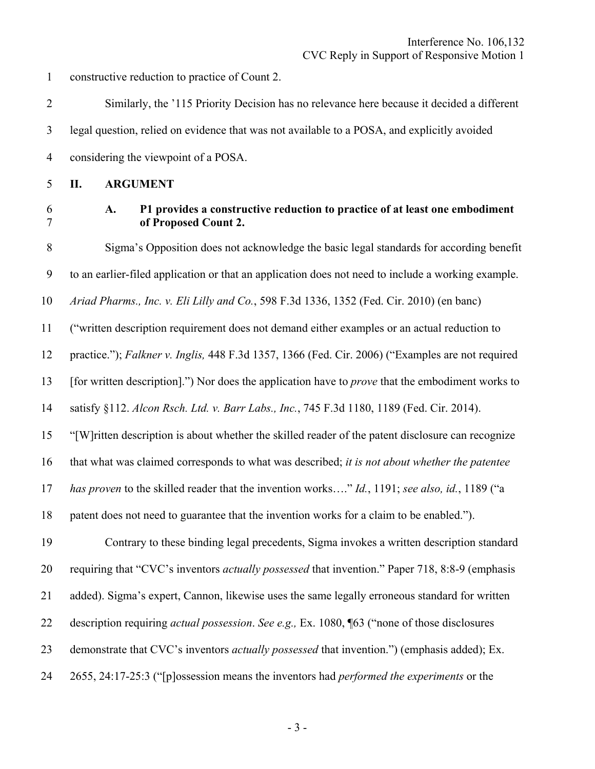constructive reduction to practice of Count 2.

Similarly, the '115 Priority Decision has no relevance here because it decided a different legal question, relied on evidence that was not available to a POSA, and explicitly avoided considering the viewpoint of a POSA.

## II. ARGUMENT

### A. P1 provides a constructive reduction to practice of at least one embodiment of Proposed Count 2.

Sigma's Opposition does not acknowledge the basic legal standards for according benefit to an earlier-filed application or that an application does not need to include a working example. *Ariad Pharms., Inc. v. Eli Lilly and Co.*, 598 F.3d 1336, 1352 (Fed. Cir. 2010) (en banc) ("written description requirement does not demand either examples or an actual reduction to practice."); *Falkner v. Inglis,* 448 F.3d 1357, 1366 (Fed. Cir. 2006) ("Examples are not required [for written description].") Nor does the application have to *prove* that the embodiment works to satisfy §112. *Alcon Rsch. Ltd. v. Barr Labs., Inc.*, 745 F.3d 1180, 1189 (Fed. Cir. 2014). "[W]ritten description is about whether the skilled reader of the patent disclosure can recognize that what was claimed corresponds to what was described; *it is not about whether the patentee has proven* to the skilled reader that the invention works…." *Id.*, 1191; *see also, id.*, 1189 ("a patent does not need to guarantee that the invention works for a claim to be enabled.").

Contrary to these binding legal precedents, Sigma invokes a written description standard requiring that "CVC's inventors *actually possessed* that invention." Paper 718, 8:8-9 (emphasis added). Sigma's expert, Cannon, likewise uses the same legally erroneous standard for written description requiring *actual possession*. *See e.g.,* Ex. 1080, ¶63 ("none of those disclosures demonstrate that CVC's inventors *actually possessed* that invention.") (emphasis added); Ex. 2655, 24:17-25:3 ("[p]ossession means the inventors had *performed the experiments* or the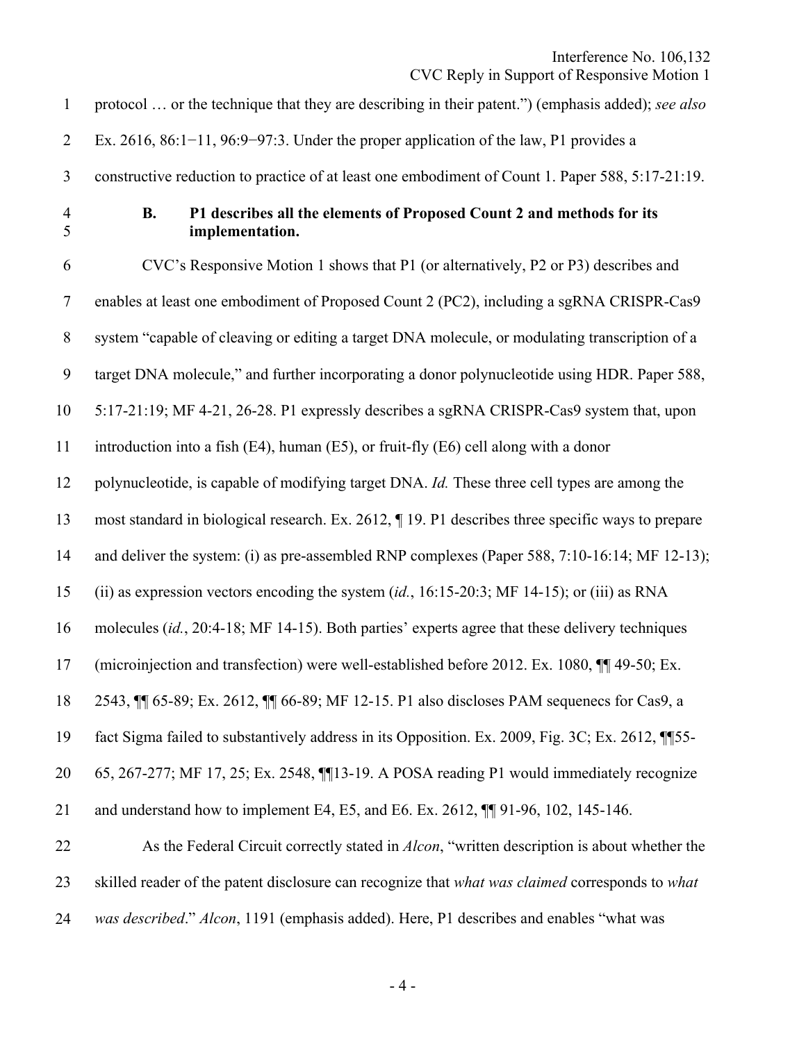protocol … or the technique that they are describing in their patent.") (emphasis added); *see also* Ex. 2616, 86:1−11, 96:9−97:3. Under the proper application of the law, P1 provides a constructive reduction to practice of at least one embodiment of Count 1. Paper 588, 5:17-21:19.

### B. P1 describes all the elements of Proposed Count 2 and methods for its implementation.

CVC's Responsive Motion 1 shows that P1 (or alternatively, P2 or P3) describes and enables at least one embodiment of Proposed Count 2 (PC2), including a sgRNA CRISPR-Cas9 system "capable of cleaving or editing a target DNA molecule, or modulating transcription of a target DNA molecule," and further incorporating a donor polynucleotide using HDR. Paper 588, 5:17-21:19; MF 4-21, 26-28. P1 expressly describes a sgRNA CRISPR-Cas9 system that, upon introduction into a fish (E4), human (E5), or fruit-fly (E6) cell along with a donor polynucleotide, is capable of modifying target DNA. *Id.* These three cell types are among the most standard in biological research. Ex. 2612, ¶ 19. P1 describes three specific ways to prepare and deliver the system: (i) as pre-assembled RNP complexes (Paper 588, 7:10-16:14; MF 12-13); (ii) as expression vectors encoding the system (*id.*, 16:15-20:3; MF 14-15); or (iii) as RNA molecules (*id.*, 20:4-18; MF 14-15). Both parties' experts agree that these delivery techniques (microinjection and transfection) were well-established before 2012. Ex. 1080, ¶¶ 49-50; Ex. 2543, ¶¶ 65-89; Ex. 2612, ¶¶ 66-89; MF 12-15. P1 also discloses PAM sequenecs for Cas9, a fact Sigma failed to substantively address in its Opposition. Ex. 2009, Fig. 3C; Ex. 2612, ¶¶55-65, 267-277; MF 17, 25; Ex. 2548, ¶¶13-19. A POSA reading P1 would immediately recognize and understand how to implement E4, E5, and E6. Ex. 2612, ¶¶ 91-96, 102, 145-146.

As the Federal Circuit correctly stated in *Alcon*, "written description is about whether the skilled reader of the patent disclosure can recognize that *what was claimed* corresponds to *what was described*." *Alcon*, 1191 (emphasis added). Here, P1 describes and enables "what was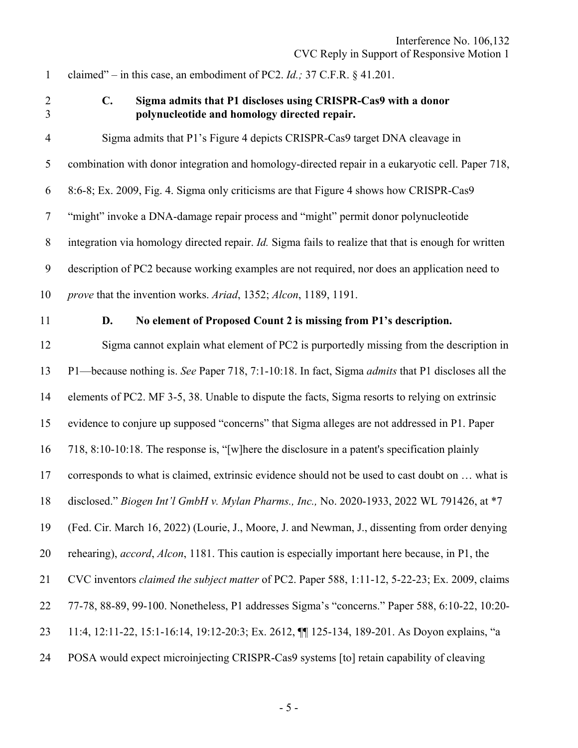claimed" – in this case, an embodiment of PC2. *Id.;* 37 C.F.R. § 41.201.

### C. Sigma admits that P1 discloses using CRISPR-Cas9 with a donor polynucleotide and homology directed repair.

Sigma admits that P1's Figure 4 depicts CRISPR-Cas9 target DNA cleavage in combination with donor integration and homology-directed repair in a eukaryotic cell. Paper 718, 8:6-8; Ex. 2009, Fig. 4. Sigma only criticisms are that Figure 4 shows how CRISPR-Cas9 "might" invoke a DNA-damage repair process and "might" permit donor polynucleotide integration via homology directed repair. *Id.* Sigma fails to realize that that is enough for written description of PC2 because working examples are not required, nor does an application need to *prove* that the invention works. *Ariad*, 1352; *Alcon*, 1189, 1191.

### D. No element of Proposed Count 2 is missing from P1's description.

Sigma cannot explain what element of PC2 is purportedly missing from the description in P1—because nothing is. *See* Paper 718, 7:1-10:18. In fact, Sigma *admits* that P1 discloses all the elements of PC2. MF 3-5, 38. Unable to dispute the facts, Sigma resorts to relying on extrinsic evidence to conjure up supposed "concerns" that Sigma alleges are not addressed in P1. Paper 718, 8:10-10:18. The response is, "[w]here the disclosure in a patent's specification plainly corresponds to what is claimed, extrinsic evidence should not be used to cast doubt on … what is disclosed." *Biogen Int'l GmbH v. Mylan Pharms., Inc.,* No. 2020-1933, 2022 WL 791426, at *7 (Fed. Cir. March 16, 2022) (Lourie, J., Moore, J. and Newman, J., dissenting from order denying rehearing), *accord*, *Alcon*, 1181. This caution is especially important here because, in P1, the CVC inventors *claimed the subject matter* of PC2. Paper 588, 1:11-12, 5-22-23; Ex. 2009, claims 77-78, 88-89, 99-100. Nonetheless, P1 addresses Sigma's "concerns." Paper 588, 6:10-22, 10:20-11:4, 12:11-22, 15:1-16:14, 19:12-20:3; Ex. 2612, ¶¶ 125-134, 189-201. As Doyon explains, "a POSA would expect microinjecting CRISPR-Cas9 systems [to] retain capability of cleaving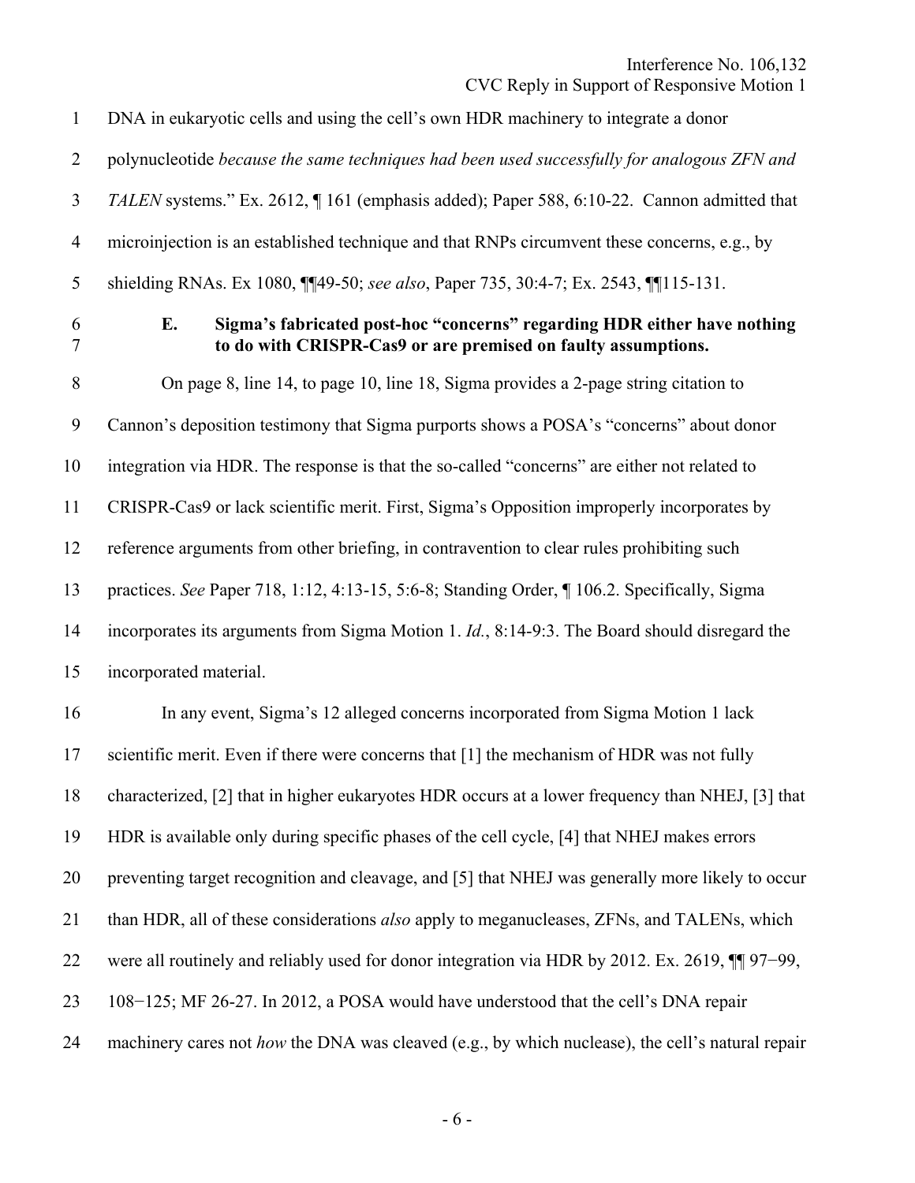DNA in eukaryotic cells and using the cell's own HDR machinery to integrate a donor polynucleotide *because the same techniques had been used successfully for analogous ZFN and TALEN* systems." Ex. 2612, ¶ 161 (emphasis added); Paper 588, 6:10-22. Cannon admitted that microinjection is an established technique and that RNPs circumvent these concerns, e.g., by shielding RNAs. Ex 1080, ¶¶49-50; *see also*, Paper 735, 30:4-7; Ex. 2543, ¶¶115-131.

### E. Sigma's fabricated post-hoc "concerns" regarding HDR either have nothing to do with CRISPR-Cas9 or are premised on faulty assumptions.

On page 8, line 14, to page 10, line 18, Sigma provides a 2-page string citation to Cannon's deposition testimony that Sigma purports shows a POSA's "concerns" about donor integration via HDR. The response is that the so-called "concerns" are either not related to CRISPR-Cas9 or lack scientific merit. First, Sigma's Opposition improperly incorporates by reference arguments from other briefing, in contravention to clear rules prohibiting such practices. *See* Paper 718, 1:12, 4:13-15, 5:6-8; Standing Order, ¶ 106.2. Specifically, Sigma incorporates its arguments from Sigma Motion 1. *Id.*, 8:14-9:3. The Board should disregard the incorporated material.

In any event, Sigma's 12 alleged concerns incorporated from Sigma Motion 1 lack scientific merit. Even if there were concerns that [1] the mechanism of HDR was not fully characterized, [2] that in higher eukaryotes HDR occurs at a lower frequency than NHEJ, [3] that HDR is available only during specific phases of the cell cycle, [4] that NHEJ makes errors preventing target recognition and cleavage, and [5] that NHEJ was generally more likely to occur than HDR, all of these considerations *also* apply to meganucleases, ZFNs, and TALENs, which were all routinely and reliably used for donor integration via HDR by 2012. Ex. 2619, ¶¶ 97−99, 108−125; MF 26-27. In 2012, a POSA would have understood that the cell's DNA repair machinery cares not *how* the DNA was cleaved (e.g., by which nuclease), the cell's natural repair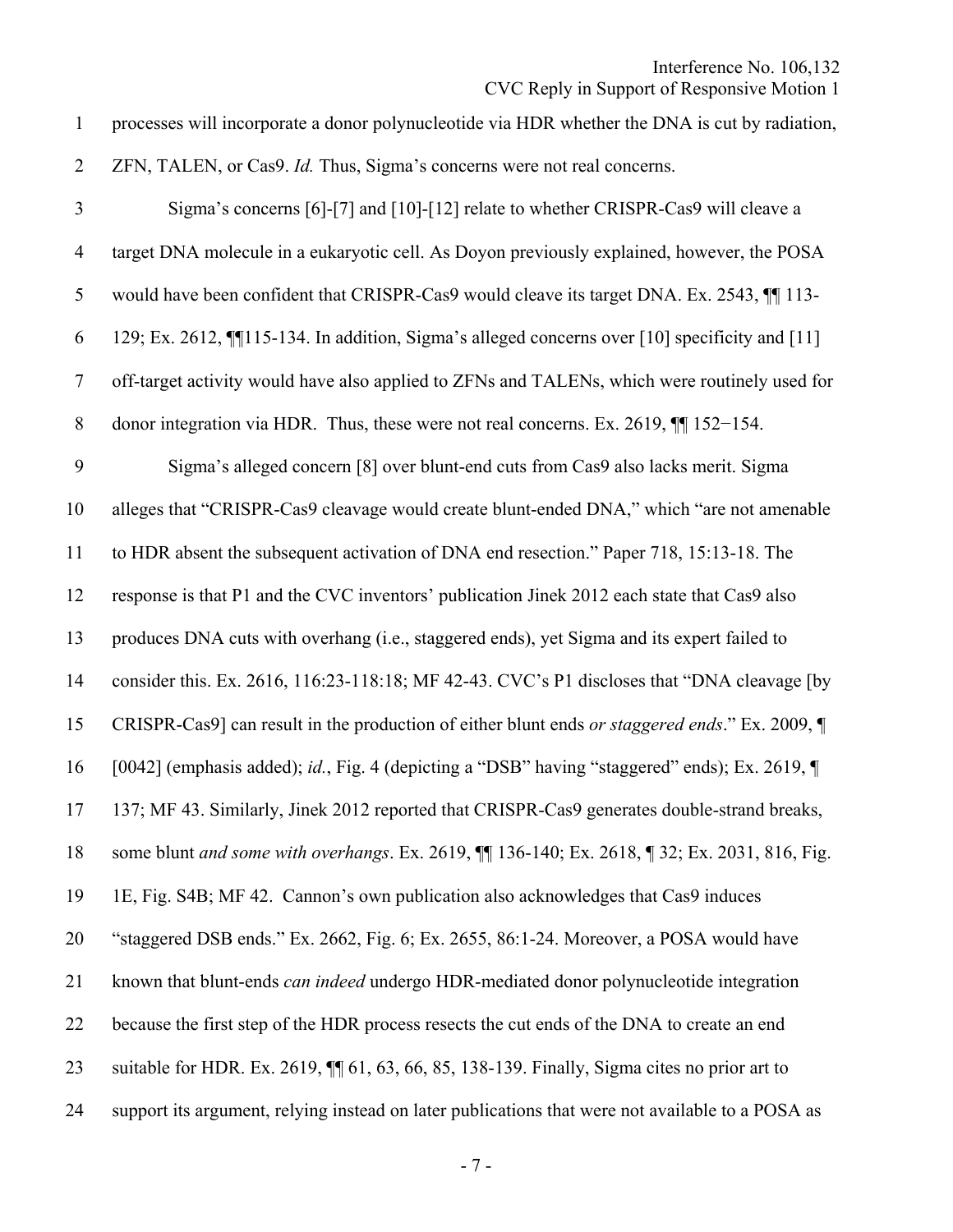processes will incorporate a donor polynucleotide via HDR whether the DNA is cut by radiation, ZFN, TALEN, or Cas9. *Id.* Thus, Sigma's concerns were not real concerns.

Sigma's concerns [6]-[7] and [10]-[12] relate to whether CRISPR-Cas9 will cleave a target DNA molecule in a eukaryotic cell. As Doyon previously explained, however, the POSA would have been confident that CRISPR-Cas9 would cleave its target DNA. Ex. 2543, ¶¶ 113-129; Ex. 2612, ¶¶115-134. In addition, Sigma's alleged concerns over [10] specificity and [11] off-target activity would have also applied to ZFNs and TALENs, which were routinely used for donor integration via HDR. Thus, these were not real concerns. Ex. 2619, ¶¶ 152−154.

Sigma's alleged concern [8] over blunt-end cuts from Cas9 also lacks merit. Sigma alleges that "CRISPR-Cas9 cleavage would create blunt-ended DNA," which "are not amenable to HDR absent the subsequent activation of DNA end resection." Paper 718, 15:13-18. The response is that P1 and the CVC inventors' publication Jinek 2012 each state that Cas9 also produces DNA cuts with overhang (i.e., staggered ends), yet Sigma and its expert failed to consider this. Ex. 2616, 116:23-118:18; MF 42-43. CVC's P1 discloses that "DNA cleavage [by CRISPR-Cas9] can result in the production of either blunt ends *or staggered ends*." Ex. 2009, ¶ [0042] (emphasis added); *id.*, Fig. 4 (depicting a "DSB" having "staggered" ends); Ex. 2619, ¶ 137; MF 43. Similarly, Jinek 2012 reported that CRISPR-Cas9 generates double-strand breaks, some blunt *and some with overhangs*. Ex. 2619, ¶¶ 136-140; Ex. 2618, ¶ 32; Ex. 2031, 816, Fig. 1E, Fig. S4B; MF 42. Cannon's own publication also acknowledges that Cas9 induces "staggered DSB ends." Ex. 2662, Fig. 6; Ex. 2655, 86:1-24. Moreover, a POSA would have known that blunt-ends *can indeed* undergo HDR-mediated donor polynucleotide integration because the first step of the HDR process resects the cut ends of the DNA to create an end suitable for HDR. Ex. 2619, ¶¶ 61, 63, 66, 85, 138-139. Finally, Sigma cites no prior art to support its argument, relying instead on later publications that were not available to a POSA as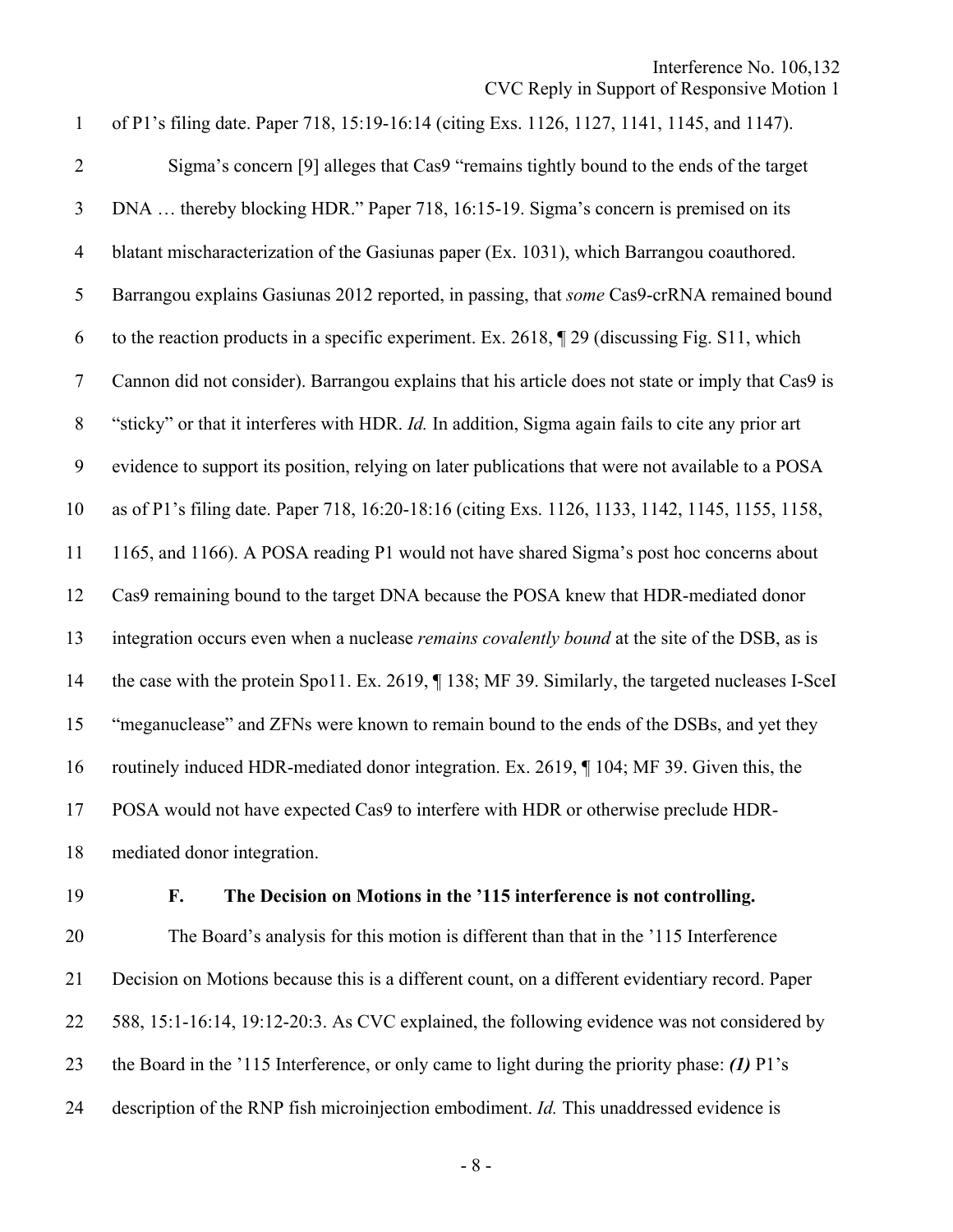of P1's filing date. Paper 718, 15:19-16:14 (citing Exs. 1126, 1127, 1141, 1145, and 1147).

Sigma's concern [9] alleges that Cas9 "remains tightly bound to the ends of the target DNA … thereby blocking HDR." Paper 718, 16:15-19. Sigma's concern is premised on its blatant mischaracterization of the Gasiunas paper (Ex. 1031), which Barrangou coauthored. Barrangou explains Gasiunas 2012 reported, in passing, that *some* Cas9-crRNA remained bound to the reaction products in a specific experiment. Ex. 2618, ¶ 29 (discussing Fig. S11, which Cannon did not consider). Barrangou explains that his article does not state or imply that Cas9 is "sticky" or that it interferes with HDR. *Id.* In addition, Sigma again fails to cite any prior art evidence to support its position, relying on later publications that were not available to a POSA as of P1's filing date. Paper 718, 16:20-18:16 (citing Exs. 1126, 1133, 1142, 1145, 1155, 1158, 1165, and 1166). A POSA reading P1 would not have shared Sigma's post hoc concerns about Cas9 remaining bound to the target DNA because the POSA knew that HDR-mediated donor integration occurs even when a nuclease *remains covalently bound* at the site of the DSB, as is the case with the protein Spo11. Ex. 2619, ¶ 138; MF 39. Similarly, the targeted nucleases I-SceI "meganuclease" and ZFNs were known to remain bound to the ends of the DSBs, and yet they routinely induced HDR-mediated donor integration. Ex. 2619, ¶ 104; MF 39. Given this, the POSA would not have expected Cas9 to interfere with HDR or otherwise preclude HDR-mediated donor integration.

### F. The Decision on Motions in the '115 interference is not controlling.

The Board's analysis for this motion is different than that in the '115 Interference Decision on Motions because this is a different count, on a different evidentiary record. Paper 588, 15:1-16:14, 19:12-20:3. As CVC explained, the following evidence was not considered by the Board in the '115 Interference, or only came to light during the priority phase: ***(1)*** P1's description of the RNP fish microinjection embodiment. *Id.* This unaddressed evidence is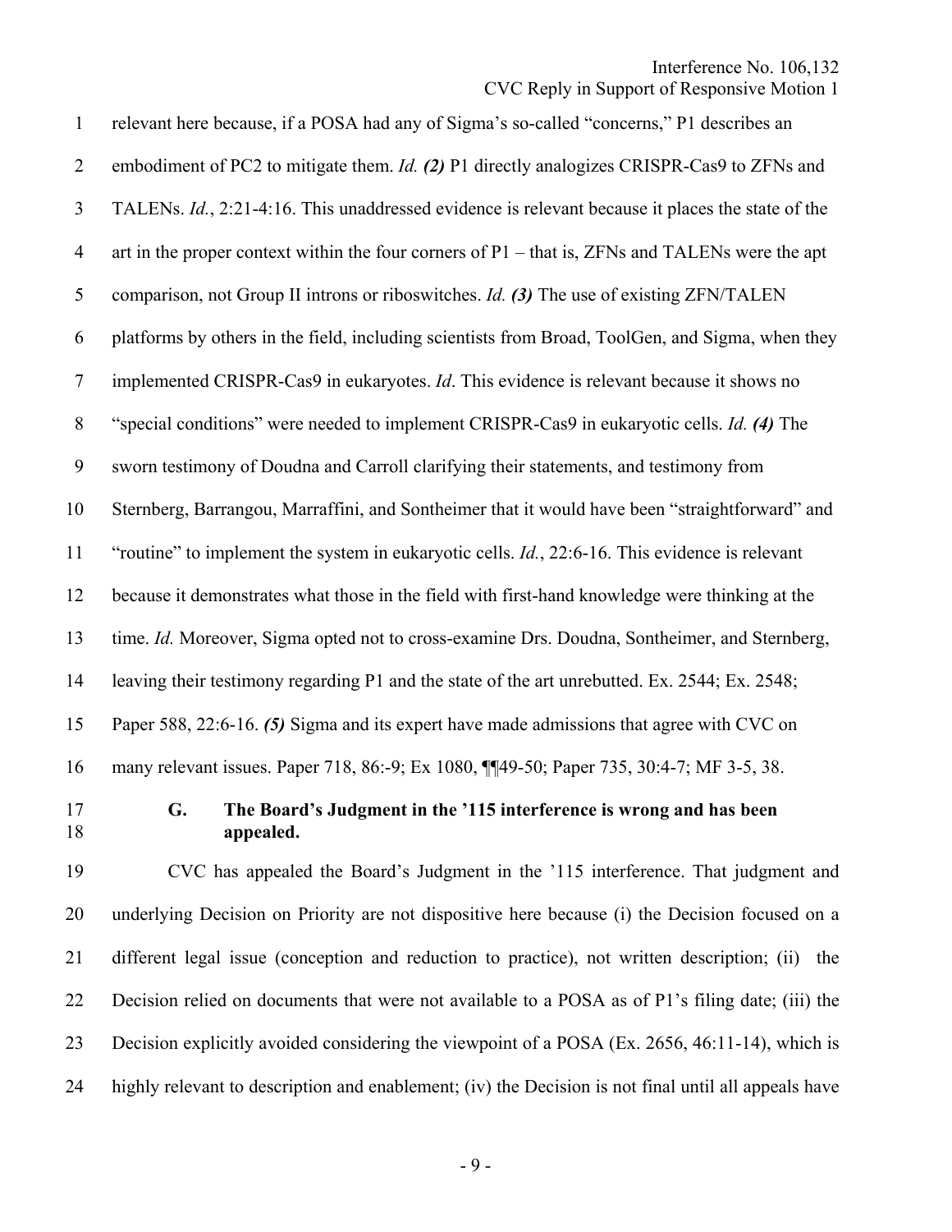relevant here because, if a POSA had any of Sigma's so-called "concerns," P1 describes an embodiment of PC2 to mitigate them. *Id.* ***(2)*** P1 directly analogizes CRISPR-Cas9 to ZFNs and TALENs. *Id.*, 2:21-4:16. This unaddressed evidence is relevant because it places the state of the art in the proper context within the four corners of P1 – that is, ZFNs and TALENs were the apt comparison, not Group II introns or riboswitches. *Id.* ***(3)*** The use of existing ZFN/TALEN platforms by others in the field, including scientists from Broad, ToolGen, and Sigma, when they implemented CRISPR-Cas9 in eukaryotes. *Id*. This evidence is relevant because it shows no "special conditions" were needed to implement CRISPR-Cas9 in eukaryotic cells. *Id.* ***(4)*** The sworn testimony of Doudna and Carroll clarifying their statements, and testimony from Sternberg, Barrangou, Marraffini, and Sontheimer that it would have been "straightforward" and "routine" to implement the system in eukaryotic cells. *Id.*, 22:6-16. This evidence is relevant because it demonstrates what those in the field with first-hand knowledge were thinking at the time. *Id.* Moreover, Sigma opted not to cross-examine Drs. Doudna, Sontheimer, and Sternberg, leaving their testimony regarding P1 and the state of the art unrebutted. Ex. 2544; Ex. 2548; Paper 588, 22:6-16. ***(5)*** Sigma and its expert have made admissions that agree with CVC on many relevant issues. Paper 718, 86:-9; Ex 1080, ¶¶49-50; Paper 735, 30:4-7; MF 3-5, 38.

### G. The Board's Judgment in the '115 interference is wrong and has been appealed.

CVC has appealed the Board's Judgment in the '115 interference. That judgment and underlying Decision on Priority are not dispositive here because (i) the Decision focused on a different legal issue (conception and reduction to practice), not written description; (ii) the Decision relied on documents that were not available to a POSA as of P1's filing date; (iii) the Decision explicitly avoided considering the viewpoint of a POSA (Ex. 2656, 46:11-14), which is highly relevant to description and enablement; (iv) the Decision is not final until all appeals have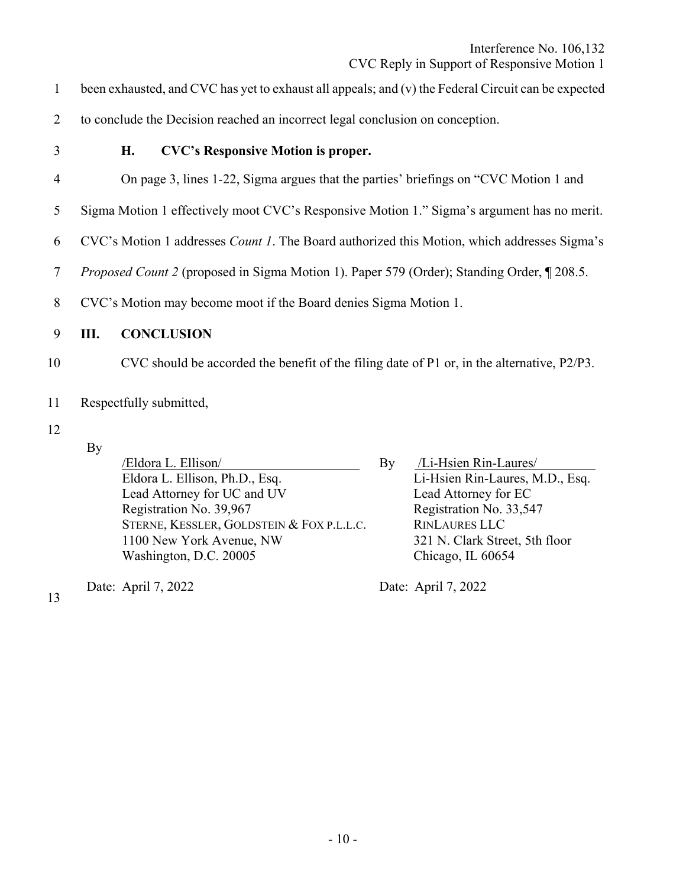been exhausted, and CVC has yet to exhaust all appeals; and (v) the Federal Circuit can be expected to conclude the Decision reached an incorrect legal conclusion on conception.

### H. CVC's Responsive Motion is proper.

On page 3, lines 1-22, Sigma argues that the parties' briefings on "CVC Motion 1 and Sigma Motion 1 effectively moot CVC's Responsive Motion 1." Sigma's argument has no merit. CVC's Motion 1 addresses *Count 1*. The Board authorized this Motion, which addresses Sigma's *Proposed Count 2* (proposed in Sigma Motion 1). Paper 579 (Order); Standing Order, ¶ 208.5. CVC's Motion may become moot if the Board denies Sigma Motion 1.

## III. CONCLUSION

CVC should be accorded the benefit of the filing date of P1 or, in the alternative, P2/P3.

Respectfully submitted,

By /Eldora L. Ellison/
Eldora L. Ellison, Ph.D., Esq.
Lead Attorney for UC and UV
Registration No. 39,967
STERNE, KESSLER, GOLDSTEIN & FOX P.L.L.C.
1100 New York Avenue, NW
Washington, D.C. 20005

Date: April 7, 2022

By /Li-Hsien Rin-Laures/
Li-Hsien Rin-Laures, M.D., Esq.
Lead Attorney for EC
Registration No. 33,547
RINLAURES LLC
321 N. Clark Street, 5th floor
Chicago, IL 60654

Date: April 7, 2022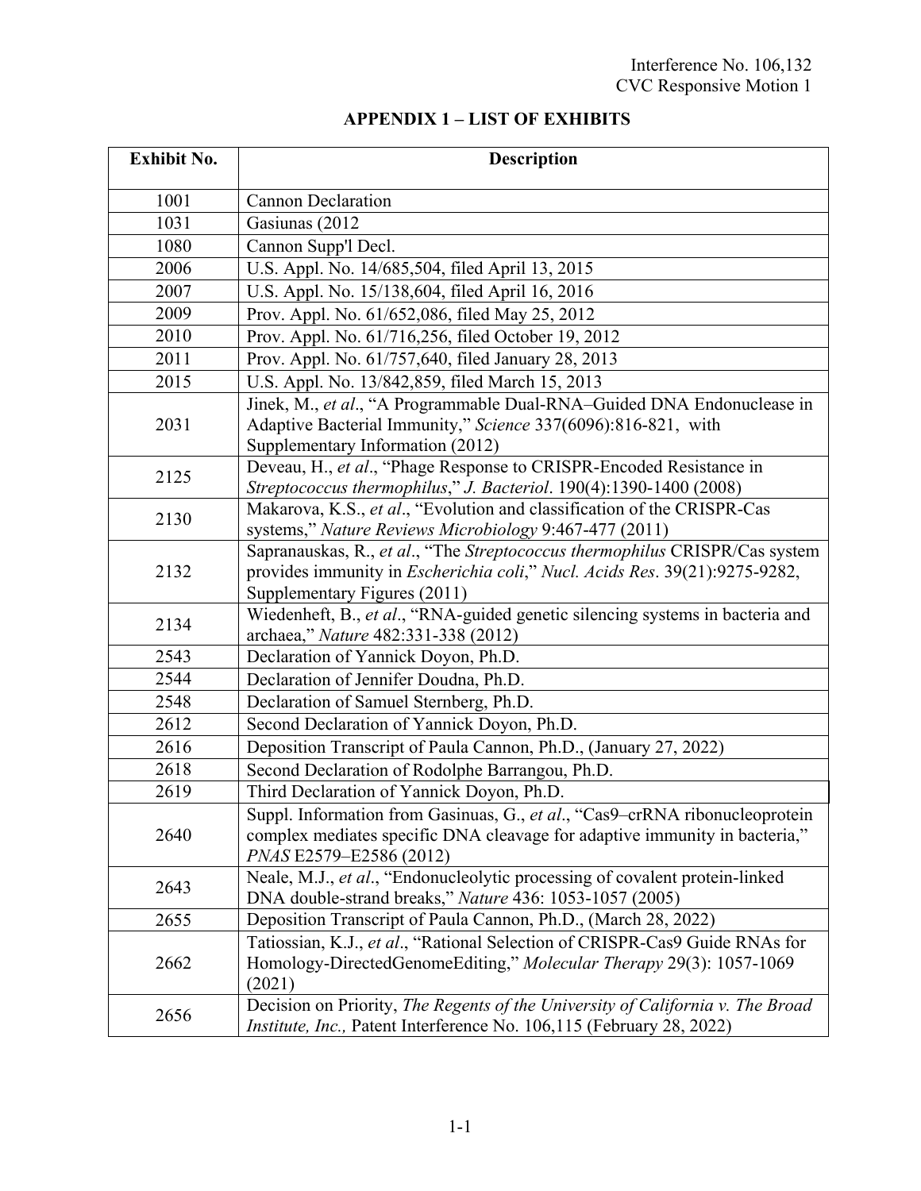## APPENDIX 1 – LIST OF EXHIBITS

| Exhibit No. | Description |
|---|---|
| 1001 | Cannon Declaration |
| 1031 | Gasiunas (2012 |
| 1080 | Cannon Supp'l Decl. |
| 2006 | U.S. Appl. No. 14/685,504, filed April 13, 2015 |
| 2007 | U.S. Appl. No. 15/138,604, filed April 16, 2016 |
| 2009 | Prov. Appl. No. 61/652,086, filed May 25, 2012 |
| 2010 | Prov. Appl. No. 61/716,256, filed October 19, 2012 |
| 2011 | Prov. Appl. No. 61/757,640, filed January 28, 2013 |
| 2015 | U.S. Appl. No. 13/842,859, filed March 15, 2013 |
| 2031 | Jinek, M., *et al*., "A Programmable Dual-RNA–Guided DNA Endonuclease in Adaptive Bacterial Immunity," *Science* 337(6096):816-821, with Supplementary Information (2012) |
| 2125 | Deveau, H., *et al*., "Phage Response to CRISPR-Encoded Resistance in *Streptococcus thermophilus*," *J. Bacteriol*. 190(4):1390-1400 (2008) |
| 2130 | Makarova, K.S., *et al*., "Evolution and classification of the CRISPR-Cas systems," *Nature Reviews Microbiology* 9:467-477 (2011) |
| 2132 | Sapranauskas, R., *et al*., "The *Streptococcus thermophilus* CRISPR/Cas system provides immunity in *Escherichia coli*," *Nucl. Acids Res*. 39(21):9275-9282, Supplementary Figures (2011) |
| 2134 | Wiedenheft, B., *et al*., "RNA-guided genetic silencing systems in bacteria and archaea," *Nature* 482:331-338 (2012) |
| 2543 | Declaration of Yannick Doyon, Ph.D. |
| 2544 | Declaration of Jennifer Doudna, Ph.D. |
| 2548 | Declaration of Samuel Sternberg, Ph.D. |
| 2612 | Second Declaration of Yannick Doyon, Ph.D. |
| 2616 | Deposition Transcript of Paula Cannon, Ph.D., (January 27, 2022) |
| 2618 | Second Declaration of Rodolphe Barrangou, Ph.D. |
| 2619 | Third Declaration of Yannick Doyon, Ph.D. |
| 2640 | Suppl. Information from Gasinuas, G., *et al*., "Cas9–crRNA ribonucleoprotein complex mediates specific DNA cleavage for adaptive immunity in bacteria," *PNAS* E2579–E2586 (2012) |
| 2643 | Neale, M.J., *et al*., "Endonucleolytic processing of covalent protein-linked DNA double-strand breaks," *Nature* 436: 1053-1057 (2005) |
| 2655 | Deposition Transcript of Paula Cannon, Ph.D., (March 28, 2022) |
| 2662 | Tatiossian, K.J., *et al*., "Rational Selection of CRISPR-Cas9 Guide RNAs for Homology-DirectedGenomeEditing," *Molecular Therapy* 29(3): 1057-1069 (2021) |
| 2656 | Decision on Priority, *The Regents of the University of California v. The Broad Institute, Inc.,* Patent Interference No. 106,115 (February 28, 2022) |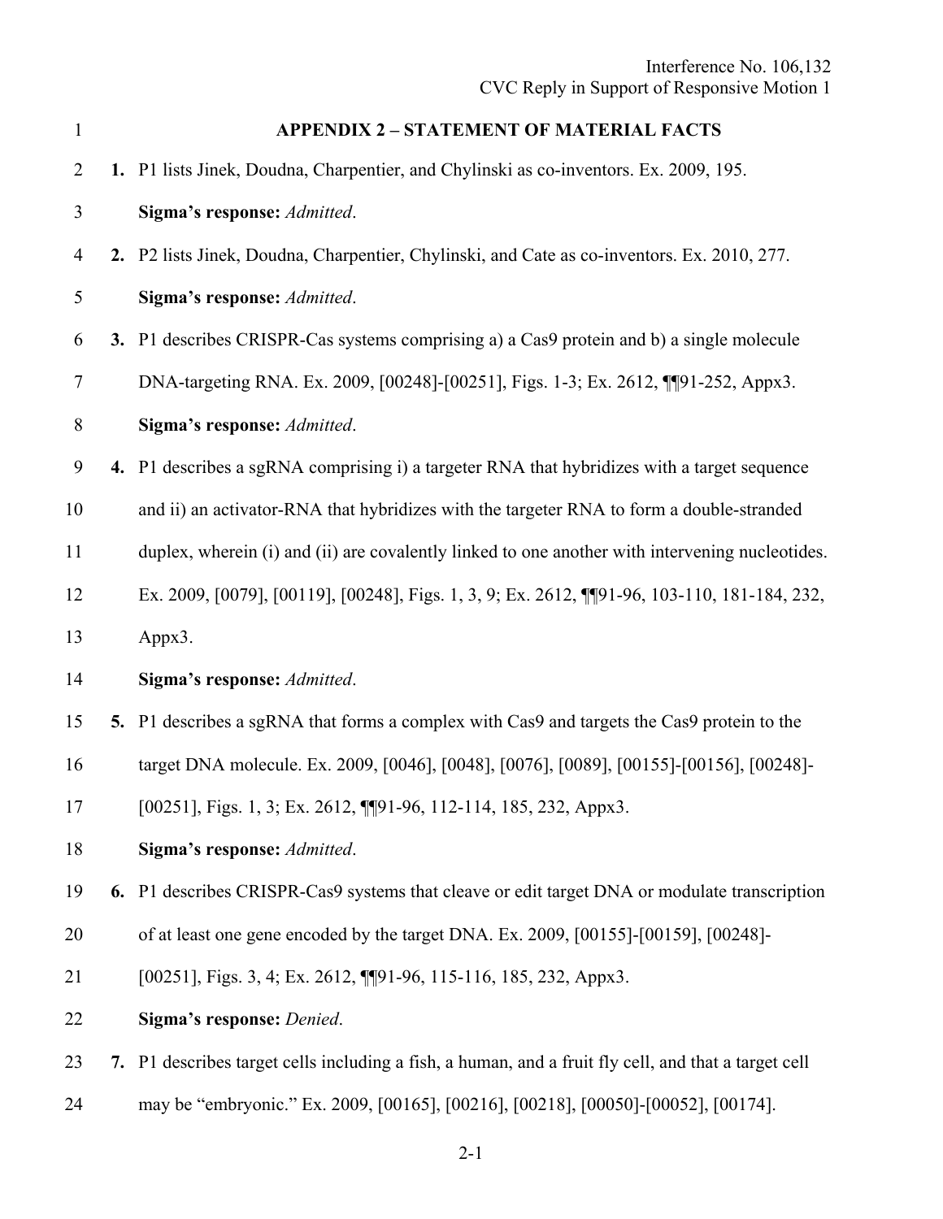## APPENDIX 2 – STATEMENT OF MATERIAL FACTS

**1.** P1 lists Jinek, Doudna, Charpentier, and Chylinski as co-inventors. Ex. 2009, 195.

**Sigma's response:** *Admitted*.

**2.** P2 lists Jinek, Doudna, Charpentier, Chylinski, and Cate as co-inventors. Ex. 2010, 277.

**Sigma's response:** *Admitted*.

**3.** P1 describes CRISPR-Cas systems comprising a) a Cas9 protein and b) a single molecule DNA-targeting RNA. Ex. 2009, [00248]-[00251], Figs. 1-3; Ex. 2612, ¶¶91-252, Appx3.

**Sigma's response:** *Admitted*.

**4.** P1 describes a sgRNA comprising i) a targeter RNA that hybridizes with a target sequence and ii) an activator-RNA that hybridizes with the targeter RNA to form a double-stranded duplex, wherein (i) and (ii) are covalently linked to one another with intervening nucleotides. Ex. 2009, [0079], [00119], [00248], Figs. 1, 3, 9; Ex. 2612, ¶¶91-96, 103-110, 181-184, 232, Appx3.

**Sigma's response:** *Admitted*.

**5.** P1 describes a sgRNA that forms a complex with Cas9 and targets the Cas9 protein to the target DNA molecule. Ex. 2009, [0046], [0048], [0076], [0089], [00155]-[00156], [00248]-[00251], Figs. 1, 3; Ex. 2612, ¶¶91-96, 112-114, 185, 232, Appx3.

**Sigma's response:** *Admitted*.

**6.** P1 describes CRISPR-Cas9 systems that cleave or edit target DNA or modulate transcription of at least one gene encoded by the target DNA. Ex. 2009, [00155]-[00159], [00248]-[00251], Figs. 3, 4; Ex. 2612, ¶¶91-96, 115-116, 185, 232, Appx3.

**Sigma's response:** *Denied*.

**7.** P1 describes target cells including a fish, a human, and a fruit fly cell, and that a target cell may be "embryonic." Ex. 2009, [00165], [00216], [00218], [00050]-[00052], [00174].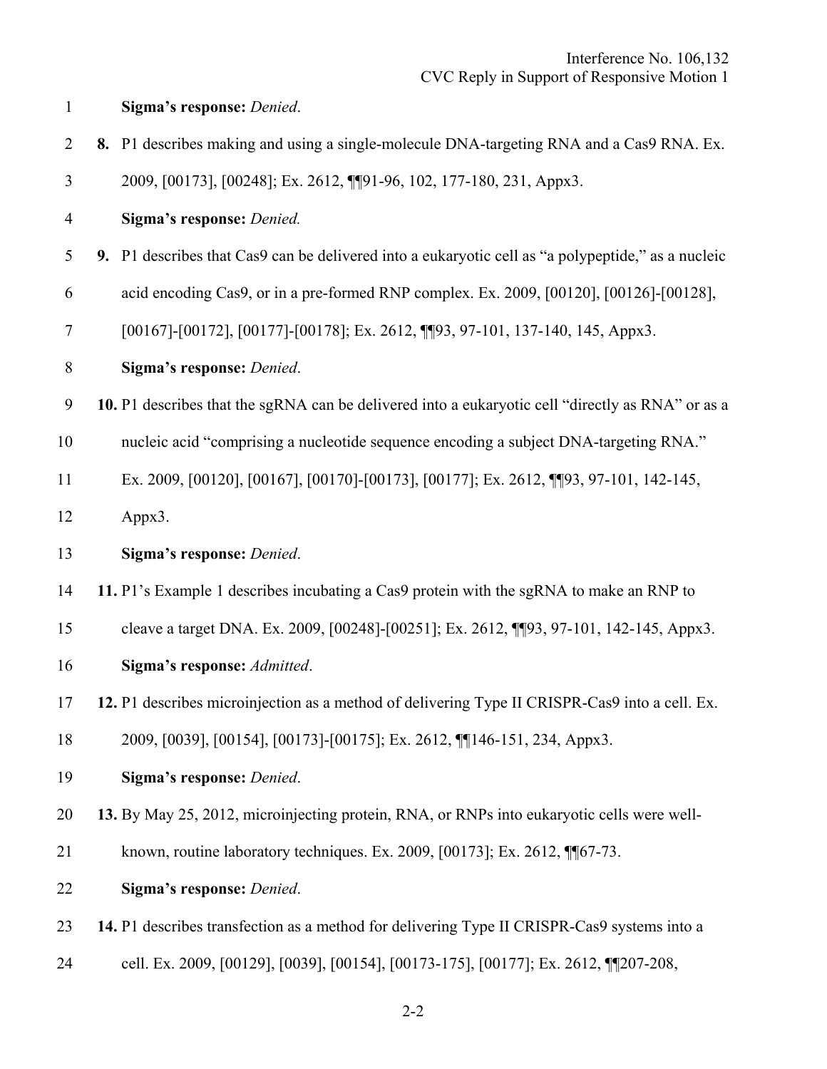**Sigma's response:** *Denied*.

**8.** P1 describes making and using a single-molecule DNA-targeting RNA and a Cas9 RNA. Ex. 2009, [00173], [00248]; Ex. 2612, ¶¶91-96, 102, 177-180, 231, Appx3.

**Sigma's response:** *Denied.*

**9.** P1 describes that Cas9 can be delivered into a eukaryotic cell as "a polypeptide," as a nucleic acid encoding Cas9, or in a pre-formed RNP complex. Ex. 2009, [00120], [00126]-[00128], [00167]-[00172], [00177]-[00178]; Ex. 2612, ¶¶93, 97-101, 137-140, 145, Appx3.

**Sigma's response:** *Denied*.

**10.** P1 describes that the sgRNA can be delivered into a eukaryotic cell "directly as RNA" or as a nucleic acid "comprising a nucleotide sequence encoding a subject DNA-targeting RNA." Ex. 2009, [00120], [00167], [00170]-[00173], [00177]; Ex. 2612, ¶¶93, 97-101, 142-145, Appx3.

**Sigma's response:** *Denied*.

**11.** P1's Example 1 describes incubating a Cas9 protein with the sgRNA to make an RNP to cleave a target DNA. Ex. 2009, [00248]-[00251]; Ex. 2612, ¶¶93, 97-101, 142-145, Appx3.

**Sigma's response:** *Admitted*.

**12.** P1 describes microinjection as a method of delivering Type II CRISPR-Cas9 into a cell. Ex. 2009, [0039], [00154], [00173]-[00175]; Ex. 2612, ¶¶146-151, 234, Appx3.

**Sigma's response:** *Denied*.

**13.** By May 25, 2012, microinjecting protein, RNA, or RNPs into eukaryotic cells were well-known, routine laboratory techniques. Ex. 2009, [00173]; Ex. 2612, ¶¶67-73.

**Sigma's response:** *Denied*.

**14.** P1 describes transfection as a method for delivering Type II CRISPR-Cas9 systems into a cell. Ex. 2009, [00129], [0039], [00154], [00173-175], [00177]; Ex. 2612, ¶¶207-208,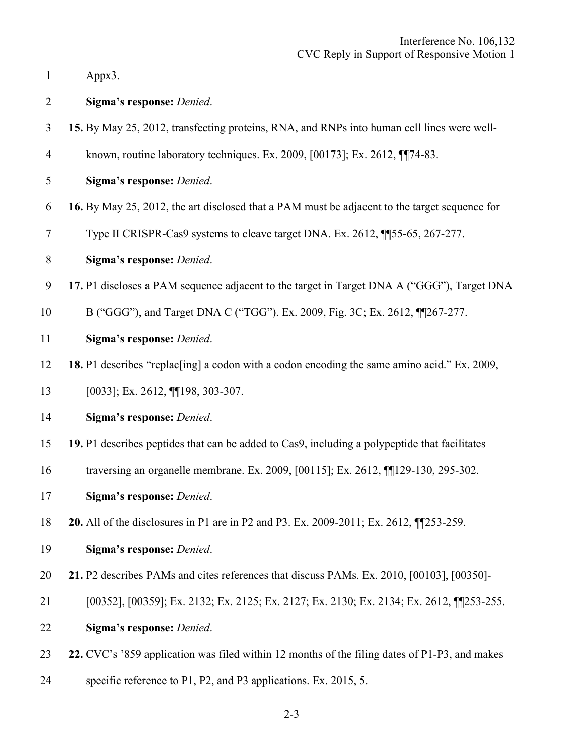Appx3.

**Sigma's response:** *Denied*.

**15.** By May 25, 2012, transfecting proteins, RNA, and RNPs into human cell lines were well-known, routine laboratory techniques. Ex. 2009, [00173]; Ex. 2612, ¶¶74-83.

**Sigma's response:** *Denied*.

**16.** By May 25, 2012, the art disclosed that a PAM must be adjacent to the target sequence for Type II CRISPR-Cas9 systems to cleave target DNA. Ex. 2612, ¶¶55-65, 267-277.

**Sigma's response:** *Denied*.

**17.** P1 discloses a PAM sequence adjacent to the target in Target DNA A ("GGG"), Target DNA B ("GGG"), and Target DNA C ("TGG"). Ex. 2009, Fig. 3C; Ex. 2612, ¶¶267-277.

**Sigma's response:** *Denied*.

**18.** P1 describes "replac[ing] a codon with a codon encoding the same amino acid." Ex. 2009, [0033]; Ex. 2612, ¶¶198, 303-307.

**Sigma's response:** *Denied*.

**19.** P1 describes peptides that can be added to Cas9, including a polypeptide that facilitates traversing an organelle membrane. Ex. 2009, [00115]; Ex. 2612, ¶¶129-130, 295-302.

**Sigma's response:** *Denied*.

**20.** All of the disclosures in P1 are in P2 and P3. Ex. 2009-2011; Ex. 2612, ¶¶253-259.

**Sigma's response:** *Denied*.

**21.** P2 describes PAMs and cites references that discuss PAMs. Ex. 2010, [00103], [00350]-[00352], [00359]; Ex. 2132; Ex. 2125; Ex. 2127; Ex. 2130; Ex. 2134; Ex. 2612, ¶¶253-255.

**Sigma's response:** *Denied*.

**22.** CVC's '859 application was filed within 12 months of the filing dates of P1-P3, and makes specific reference to P1, P2, and P3 applications. Ex. 2015, 5.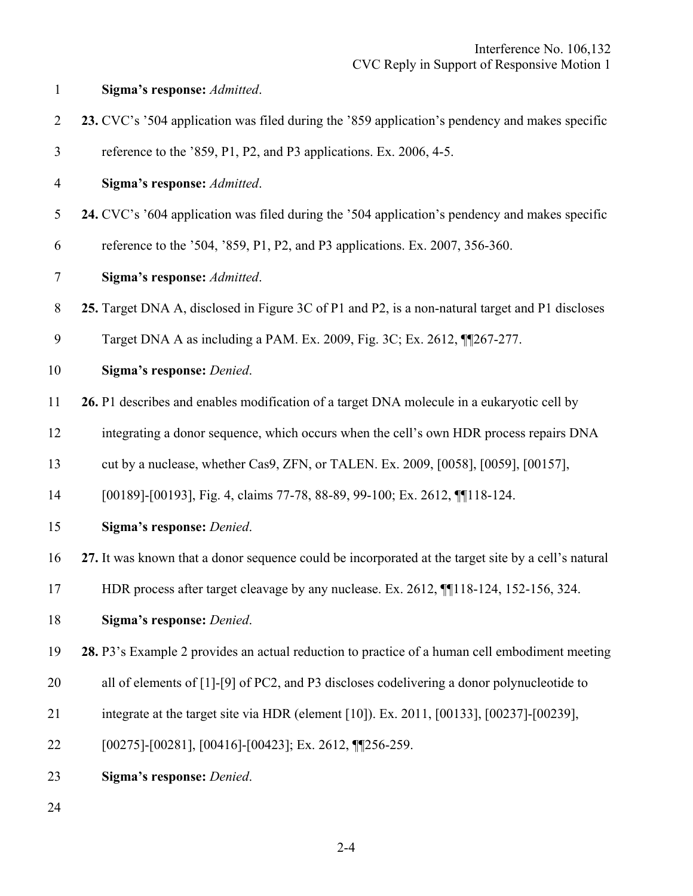**Sigma's response:** *Admitted*.

**23.** CVC's '504 application was filed during the '859 application's pendency and makes specific reference to the '859, P1, P2, and P3 applications. Ex. 2006, 4-5.

**Sigma's response:** *Admitted*.

**24.** CVC's '604 application was filed during the '504 application's pendency and makes specific reference to the '504, '859, P1, P2, and P3 applications. Ex. 2007, 356-360.

**Sigma's response:** *Admitted*.

**25.** Target DNA A, disclosed in Figure 3C of P1 and P2, is a non-natural target and P1 discloses Target DNA A as including a PAM. Ex. 2009, Fig. 3C; Ex. 2612, ¶¶267-277.

**Sigma's response:** *Denied*.

**26.** P1 describes and enables modification of a target DNA molecule in a eukaryotic cell by integrating a donor sequence, which occurs when the cell's own HDR process repairs DNA cut by a nuclease, whether Cas9, ZFN, or TALEN. Ex. 2009, [0058], [0059], [00157], [00189]-[00193], Fig. 4, claims 77-78, 88-89, 99-100; Ex. 2612, ¶¶118-124.

**Sigma's response:** *Denied*.

**27.** It was known that a donor sequence could be incorporated at the target site by a cell's natural HDR process after target cleavage by any nuclease. Ex. 2612, ¶¶118-124, 152-156, 324.

**Sigma's response:** *Denied*.

**28.** P3's Example 2 provides an actual reduction to practice of a human cell embodiment meeting all of elements of [1]-[9] of PC2, and P3 discloses codelivering a donor polynucleotide to integrate at the target site via HDR (element [10]). Ex. 2011, [00133], [00237]-[00239], [00275]-[00281], [00416]-[00423]; Ex. 2612, ¶¶256-259.

**Sigma's response:** *Denied*.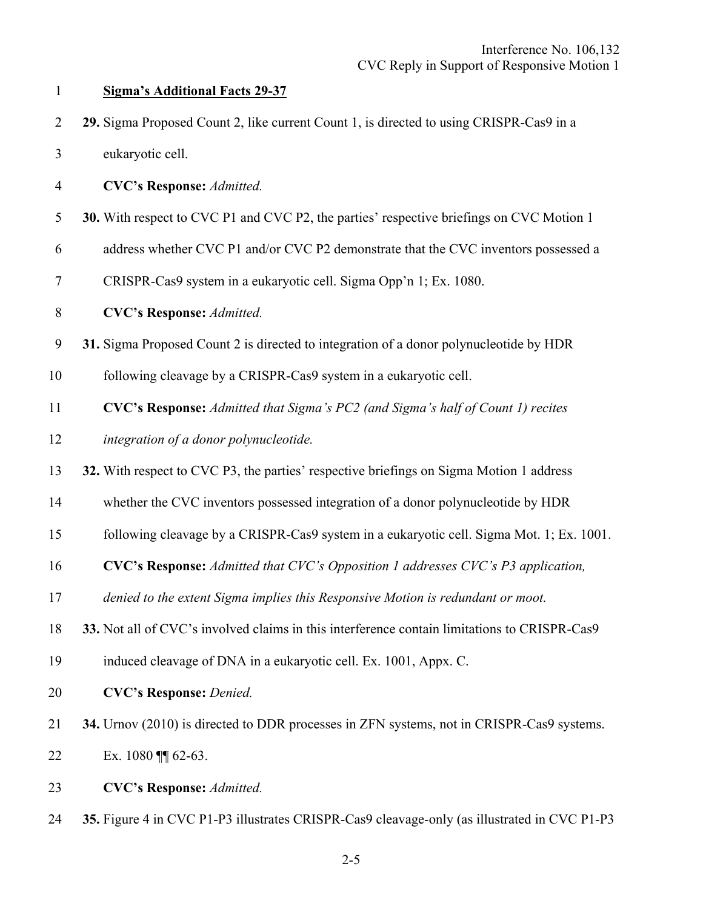**Sigma's Additional Facts 29-37**

**29.** Sigma Proposed Count 2, like current Count 1, is directed to using CRISPR-Cas9 in a eukaryotic cell.

**CVC's Response:** *Admitted.*

**30.** With respect to CVC P1 and CVC P2, the parties' respective briefings on CVC Motion 1 address whether CVC P1 and/or CVC P2 demonstrate that the CVC inventors possessed a CRISPR-Cas9 system in a eukaryotic cell. Sigma Opp'n 1; Ex. 1080.

**CVC's Response:** *Admitted.*

**31.** Sigma Proposed Count 2 is directed to integration of a donor polynucleotide by HDR following cleavage by a CRISPR-Cas9 system in a eukaryotic cell.

**CVC's Response:** *Admitted that Sigma's PC2 (and Sigma's half of Count 1) recites integration of a donor polynucleotide.*

**32.** With respect to CVC P3, the parties' respective briefings on Sigma Motion 1 address whether the CVC inventors possessed integration of a donor polynucleotide by HDR following cleavage by a CRISPR-Cas9 system in a eukaryotic cell. Sigma Mot. 1; Ex. 1001.

**CVC's Response:** *Admitted that CVC's Opposition 1 addresses CVC's P3 application, denied to the extent Sigma implies this Responsive Motion is redundant or moot.*

**33.** Not all of CVC's involved claims in this interference contain limitations to CRISPR-Cas9 induced cleavage of DNA in a eukaryotic cell. Ex. 1001, Appx. C.

**CVC's Response:** *Denied.*

**34.** Urnov (2010) is directed to DDR processes in ZFN systems, not in CRISPR-Cas9 systems. Ex. 1080 ¶¶ 62-63.

**CVC's Response:** *Admitted.*

**35.** Figure 4 in CVC P1-P3 illustrates CRISPR-Cas9 cleavage-only (as illustrated in CVC P1-P3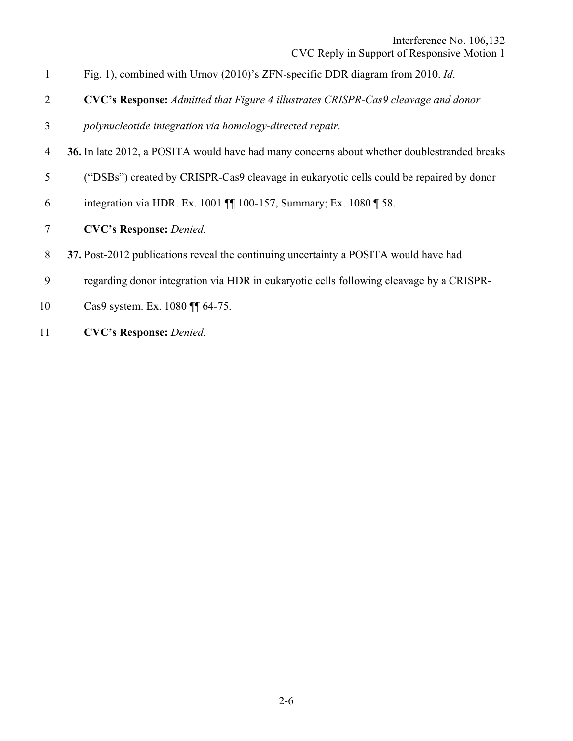Fig. 1), combined with Urnov (2010)'s ZFN-specific DDR diagram from 2010. *Id*.

**CVC's Response:** *Admitted that Figure 4 illustrates CRISPR-Cas9 cleavage and donor polynucleotide integration via homology-directed repair.*

**36.** In late 2012, a POSITA would have had many concerns about whether doublestranded breaks ("DSBs") created by CRISPR-Cas9 cleavage in eukaryotic cells could be repaired by donor integration via HDR. Ex. 1001 ¶¶ 100-157, Summary; Ex. 1080 ¶ 58.

**CVC's Response:** *Denied.*

**37.** Post-2012 publications reveal the continuing uncertainty a POSITA would have had regarding donor integration via HDR in eukaryotic cells following cleavage by a CRISPR-Cas9 system. Ex. 1080 ¶¶ 64-75.

**CVC's Response:** *Denied.*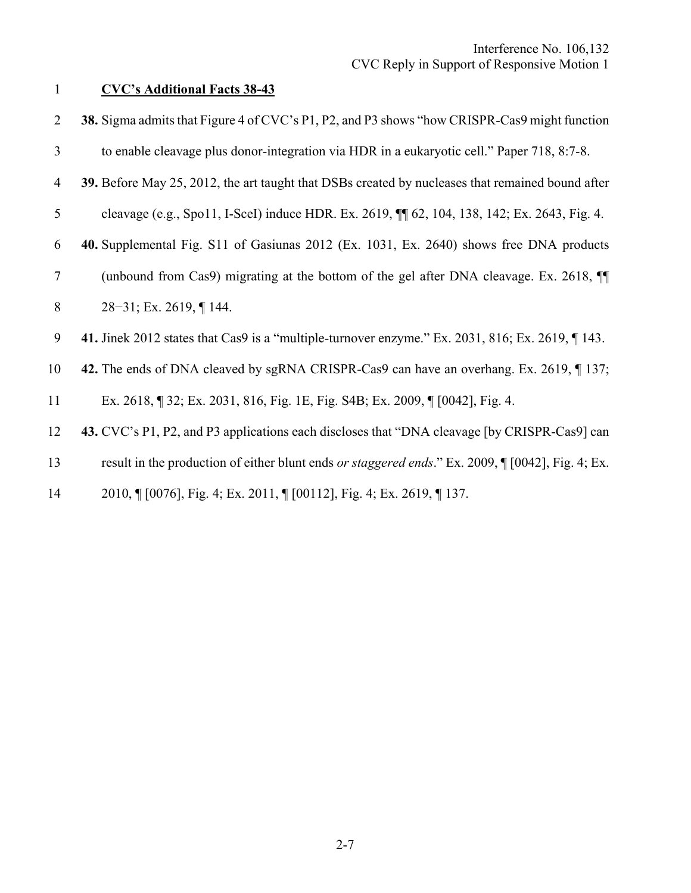**CVC's Additional Facts 38-43**

**38.** Sigma admits that Figure 4 of CVC's P1, P2, and P3 shows "how CRISPR-Cas9 might function to enable cleavage plus donor-integration via HDR in a eukaryotic cell." Paper 718, 8:7-8.

**39.** Before May 25, 2012, the art taught that DSBs created by nucleases that remained bound after cleavage (e.g., Spo11, I-SceI) induce HDR. Ex. 2619, ¶¶ 62, 104, 138, 142; Ex. 2643, Fig. 4.

**40.** Supplemental Fig. S11 of Gasiunas 2012 (Ex. 1031, Ex. 2640) shows free DNA products (unbound from Cas9) migrating at the bottom of the gel after DNA cleavage. Ex. 2618, ¶¶ 28−31; Ex. 2619, ¶ 144.

**41.** Jinek 2012 states that Cas9 is a "multiple-turnover enzyme." Ex. 2031, 816; Ex. 2619, ¶ 143.

**42.** The ends of DNA cleaved by sgRNA CRISPR-Cas9 can have an overhang. Ex. 2619, ¶ 137; Ex. 2618, ¶ 32; Ex. 2031, 816, Fig. 1E, Fig. S4B; Ex. 2009, ¶ [0042], Fig. 4.

**43.** CVC's P1, P2, and P3 applications each discloses that "DNA cleavage [by CRISPR-Cas9] can result in the production of either blunt ends *or staggered ends*." Ex. 2009, ¶ [0042], Fig. 4; Ex. 2010, ¶ [0076], Fig. 4; Ex. 2011, ¶ [00112], Fig. 4; Ex. 2619, ¶ 137.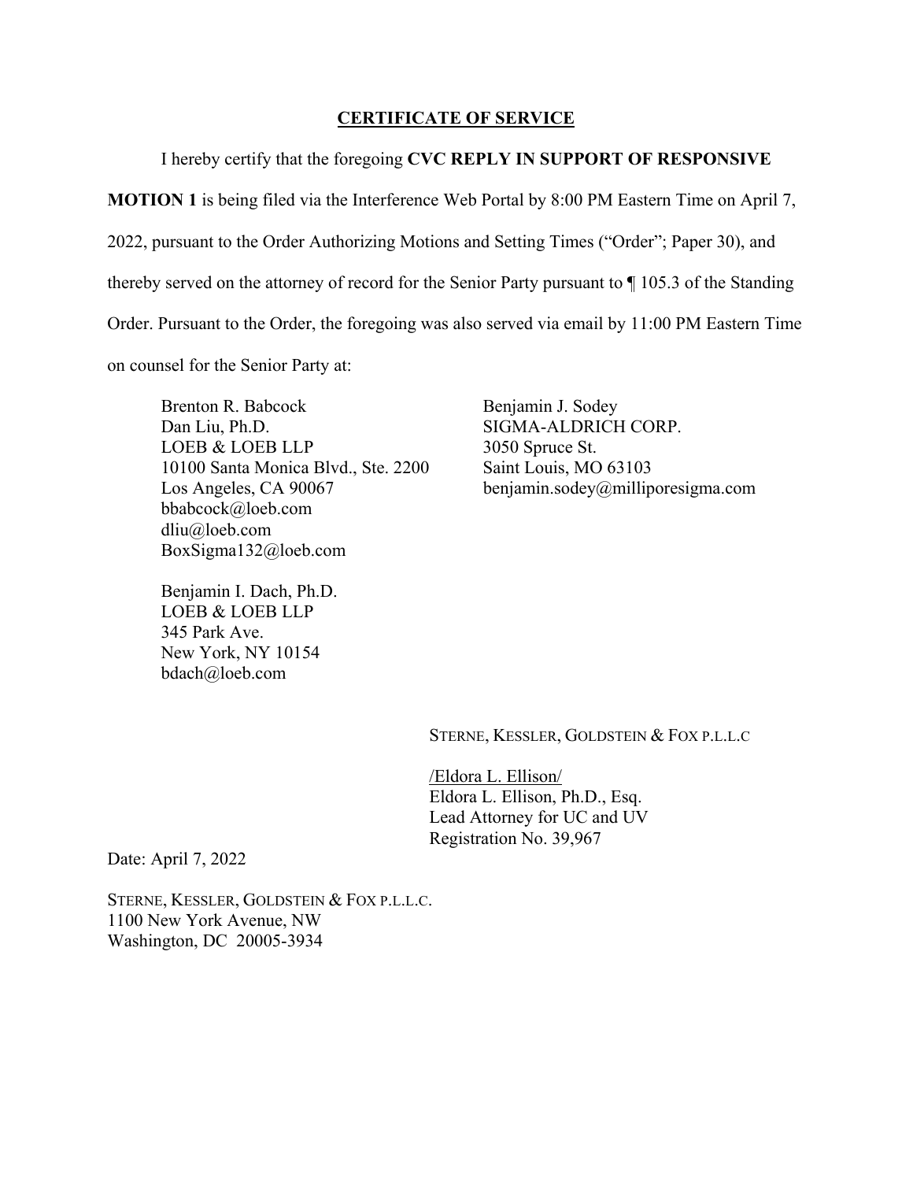## CERTIFICATE OF SERVICE

I hereby certify that the foregoing **CVC REPLY IN SUPPORT OF RESPONSIVE MOTION 1** is being filed via the Interference Web Portal by 8:00 PM Eastern Time on April 7, 2022, pursuant to the Order Authorizing Motions and Setting Times ("Order"; Paper 30), and thereby served on the attorney of record for the Senior Party pursuant to ¶ 105.3 of the Standing Order. Pursuant to the Order, the foregoing was also served via email by 11:00 PM Eastern Time on counsel for the Senior Party at:

Brenton R. Babcock
Dan Liu, Ph.D.
LOEB & LOEB LLP
10100 Santa Monica Blvd., Ste. 2200
Los Angeles, CA 90067
bbabcock@loeb.com
dliu@loeb.com
BoxSigma132@loeb.com

Benjamin J. Sodey
SIGMA-ALDRICH CORP.
3050 Spruce St.
Saint Louis, MO 63103
benjamin.sodey@milliporesigma.com

Benjamin I. Dach, Ph.D.
LOEB & LOEB LLP
345 Park Ave.
New York, NY 10154
bdach@loeb.com

STERNE, KESSLER, GOLDSTEIN & FOX P.L.L.C

/Eldora L. Ellison/
Eldora L. Ellison, Ph.D., Esq.
Lead Attorney for UC and UV
Registration No. 39,967

Date: April 7, 2022

STERNE, KESSLER, GOLDSTEIN & FOX P.L.L.C.
1100 New York Avenue, NW
Washington, DC 20005-3934